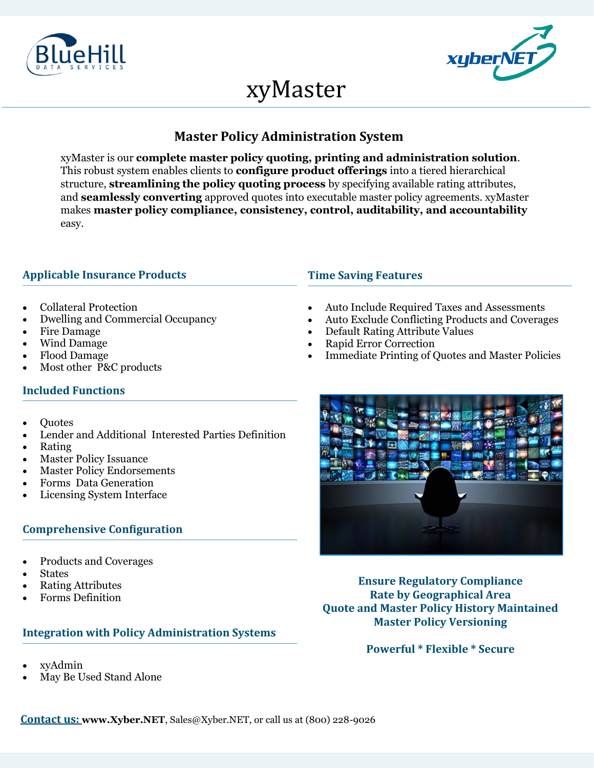# xyMaster

## Master Policy Administration System

xyMaster is our **complete master policy quoting, printing and administration solution**. This robust system enables clients to **configure product offerings** into a tiered hierarchical structure, **streamlining the policy quoting process** by specifying available rating attributes, and **seamlessly converting** approved quotes into executable master policy agreements. xyMaster makes **master policy compliance, consistency, control, auditability, and accountability** easy.

### Applicable Insurance Products

- Collateral Protection
- Dwelling and Commercial Occupancy
- Fire Damage
- Wind Damage
- Flood Damage
- Most other P&C products

### Included Functions

- Quotes
- Lender and Additional Interested Parties Definition
- Rating
- Master Policy Issuance
- Master Policy Endorsements
- Forms Data Generation
- Licensing System Interface

### Comprehensive Configuration

- Products and Coverages
- States
- Rating Attributes
- Forms Definition

### Integration with Policy Administration Systems

- xyAdmin
- May Be Used Stand Alone

### Time Saving Features

- Auto Include Required Taxes and Assessments
- Auto Exclude Conflicting Products and Coverages
- Default Rating Attribute Values
- Rapid Error Correction
- Immediate Printing of Quotes and Master Policies

**Ensure Regulatory Compliance**
**Rate by Geographical Area**
**Quote and Master Policy History Maintained**
**Master Policy Versioning**

**Powerful * Flexible * Secure**

**Contact us:** **www.Xyber.NET**, Sales@Xyber.NET, or call us at (800) 228-9026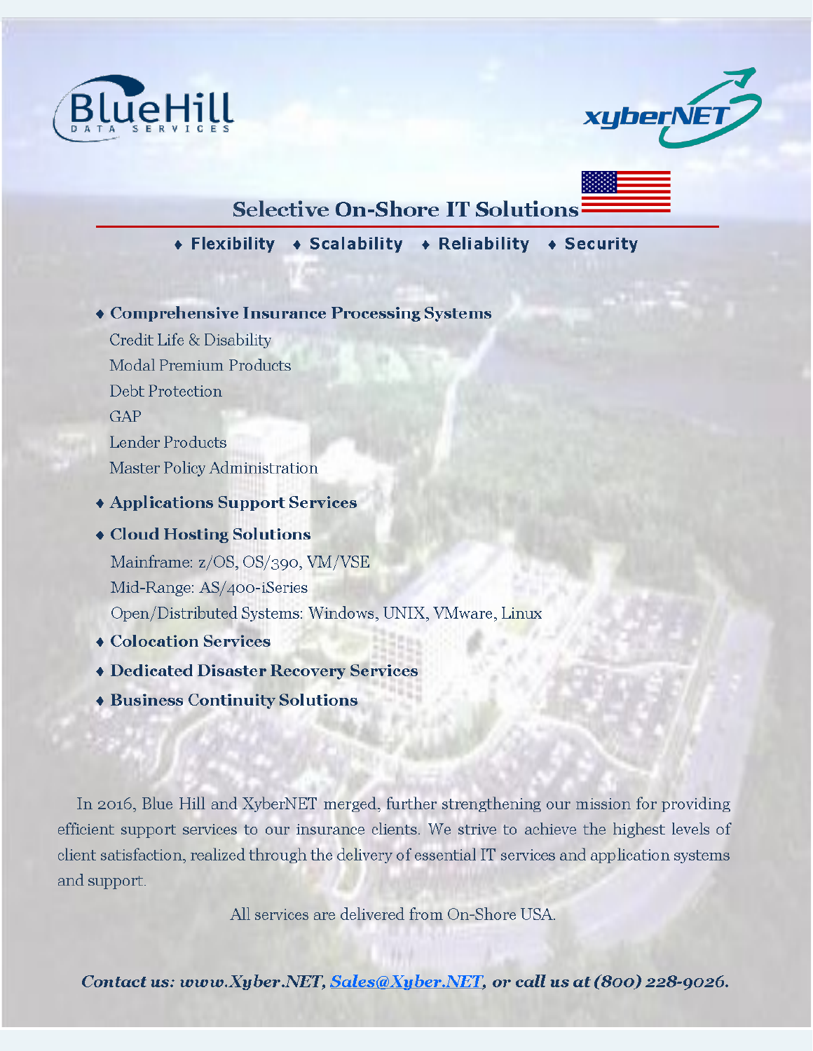BlueHill DATA SERVICES

xyberNET

## Selective On-Shore IT Solutions

♦ **Flexibility** ♦ **Scalability** ♦ **Reliability** ♦ **Security**

- **Comprehensive Insurance Processing Systems**
  - Credit Life & Disability
  - Modal Premium Products
  - Debt Protection
  - GAP
  - Lender Products
  - Master Policy Administration
- **Applications Support Services**
- **Cloud Hosting Solutions**
  - Mainframe: z/OS, OS/390, VM/VSE
  - Mid-Range: AS/400-iSeries
  - Open/Distributed Systems: Windows, UNIX, VMware, Linux
- **Colocation Services**
- **Dedicated Disaster Recovery Services**
- **Business Continuity Solutions**

In 2016, Blue Hill and XyberNET merged, further strengthening our mission for providing efficient support services to our insurance clients. We strive to achieve the highest levels of client satisfaction, realized through the delivery of essential IT services and application systems and support.

All services are delivered from On-Shore USA.

***Contact us: www.Xyber.NET, Sales@Xyber.NET, or call us at (800) 228-9026.***